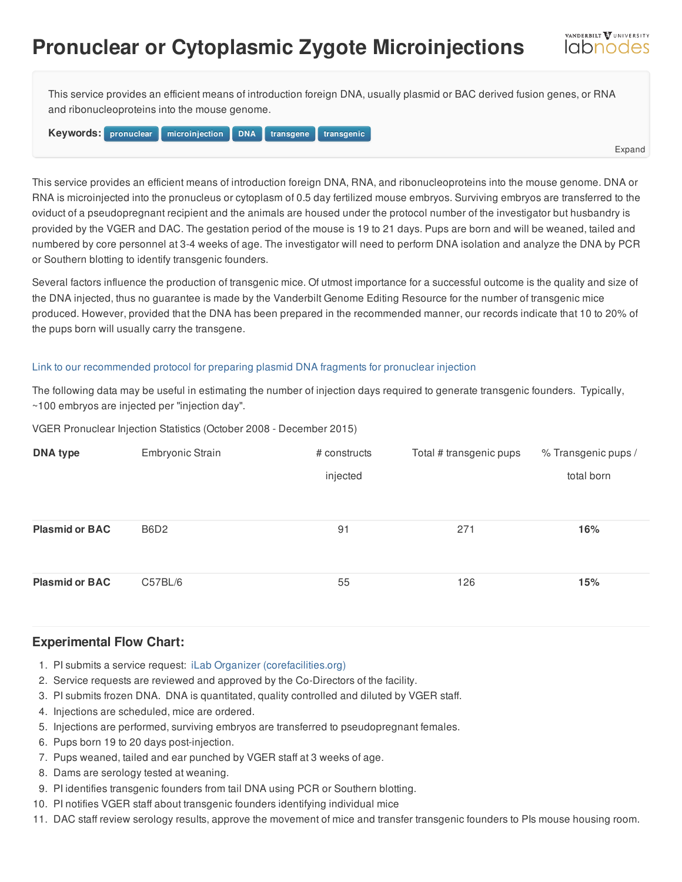# Pronuclear or Cytoplasmic Zygote Microinjections

This service provides an efficient means of introduction foreign DNA, usually plasmid or BAC derived fusion genes, or RNA and ribonucleoproteins into the mouse genome.

**Keywords:** pronuclear microinjection DNA transgene transgenic

Expand

This service provides an efficient means of introduction foreign DNA, RNA, and ribonucleoproteins into the mouse genome. DNA or RNA is microinjected into the pronuclues or cytoplasm of 0.5 day fertilized mouse embryos. Surviving embryos are transferred to the oviduct of a pseudopregnant recipient and the animals are housed under the protocol number of the investigator but husbandry is provided by the VGER and DAC. The gestation period of the mouse is 19 to 21 days. Pups are born and will be weaned, tailed and numbered by core personnel at 3-4 weeks of age. The investigator will need to perform DNA isolation and analyze the DNA by PCR or Southern blotting to identify transgenic founders.

Several factors influence the production of transgenic mice. Of utmost importance for a successful outcome is the quality and size of the DNA injected, thus no guarantee is made by the Vanderbilt Genome Editing Resource for the number of transgenic mice produced. However, provided that the DNA has been prepared in the recommended manner, our records indicate that 10 to 20% of the pups born will usually carry the transgene.

Link to our recommended protocol for preparing plasmid DNA fragments for pronuclear injection

The following data may be useful in estimating the number of injection days required to generate transgenic founders. Typically, ~100 embryos are injected per "injection day".

VGER Pronuclear Injection Statistics (October 2008 - December 2015)

| DNA type | Embryonic Strain | # constructs injected | Total # transgenic pups | % Transgenic pups / total born |
|---|---|---|---|---|
| **Plasmid or BAC** | B6D2 | 91 | 271 | **16%** |
| **Plasmid or BAC** | C57BL/6 | 55 | 126 | **15%** |

## Experimental Flow Chart:

1. PI submits a service request: iLab Organizer (corefacilities.org)
2. Service requests are reviewed and approved by the Co-Directors of the facility.
3. PI submits frozen DNA. DNA is quantitated, quality controlled and diluted by VGER staff.
4. Injections are scheduled, mice are ordered.
5. Injections are performed, surviving embryos are transferred to pseudopregnant females.
6. Pups born 19 to 20 days post-injection.
7. Pups weaned, tailed and ear punched by VGER staff at 3 weeks of age.
8. Dams are serology tested at weaning.
9. PI identifies transgenic founders from tail DNA using PCR or Southern blotting.
10. PI notifies VGER staff about transgenic founders identifying individual mice
11. DAC staff review serology results, approve the movement of mice and transfer transgenic founders to PIs mouse housing room.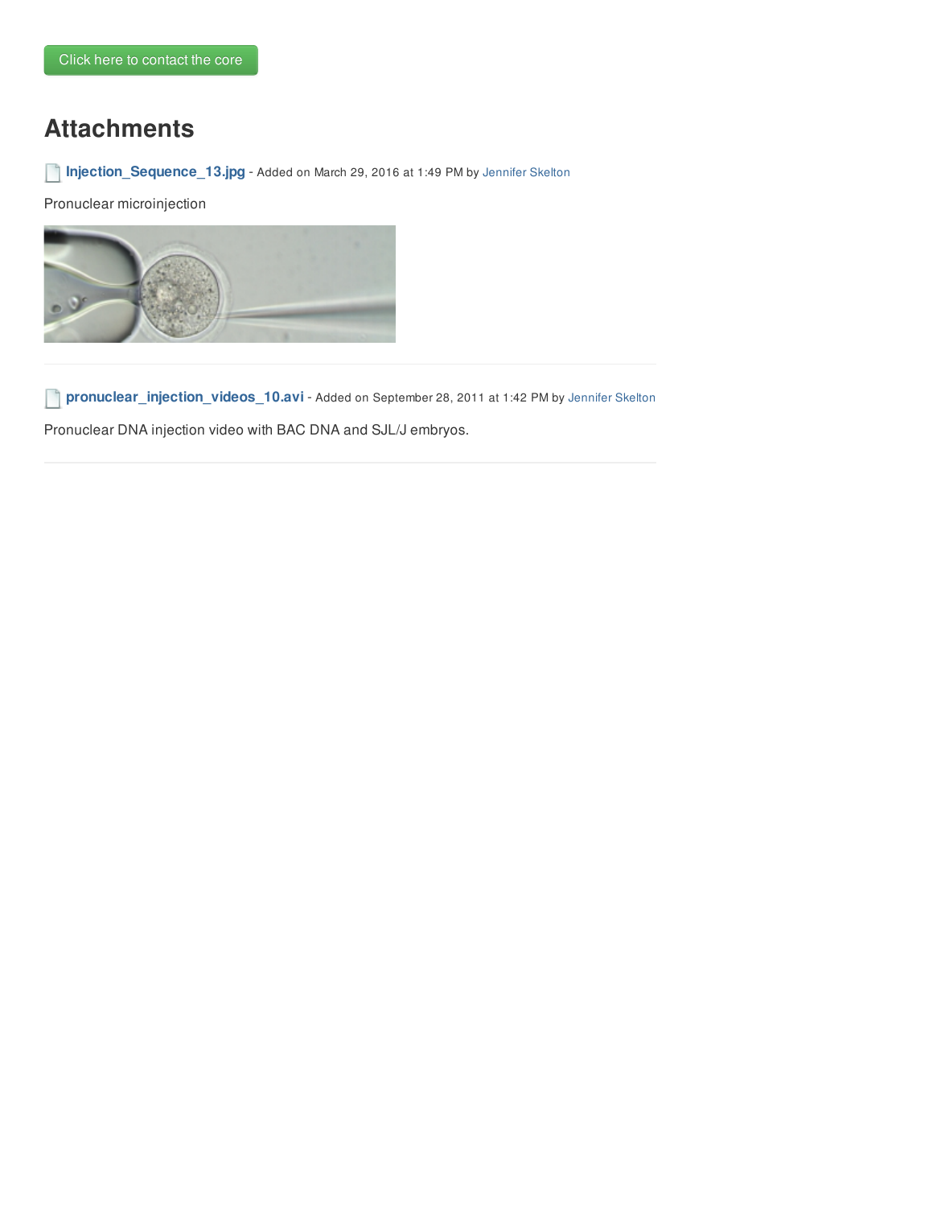Click here to contact the core

## Attachments

**Injection_Sequence_13.jpg** - Added on March 29, 2016 at 1:49 PM by Jennifer Skelton

Pronuclear microinjection

---

**pronuclear_injection_videos_10.avi** - Added on September 28, 2011 at 1:42 PM by Jennifer Skelton

Pronuclear DNA injection video with BAC DNA and SJL/J embryos.

---